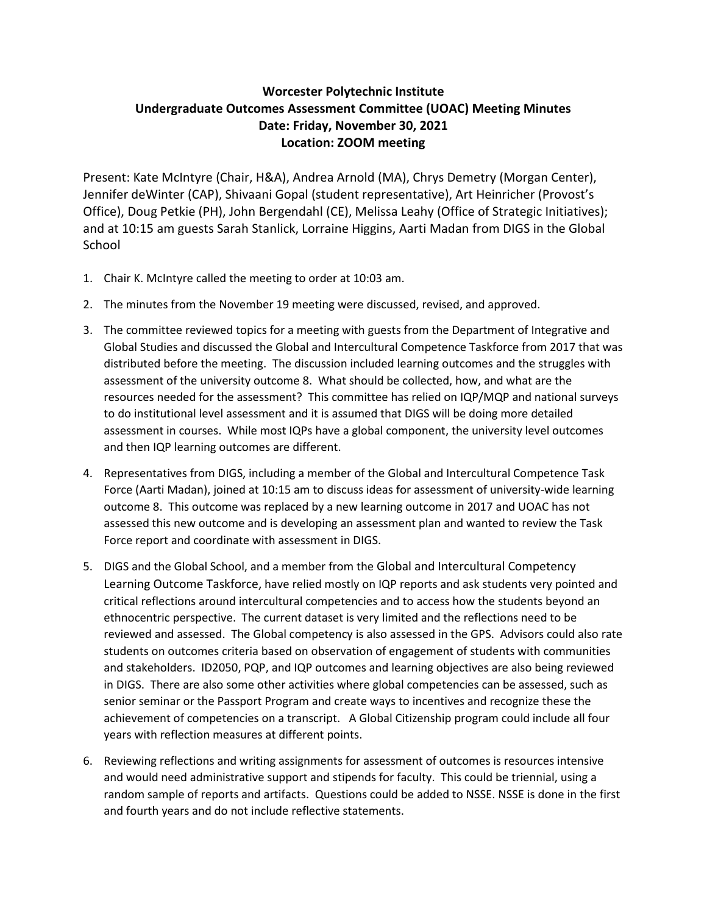**Worcester Polytechnic Institute**
**Undergraduate Outcomes Assessment Committee (UOAC) Meeting Minutes**
**Date: Friday, November 30, 2021**
**Location: ZOOM meeting**

Present: Kate McIntyre (Chair, H&A), Andrea Arnold (MA), Chrys Demetry (Morgan Center), Jennifer deWinter (CAP), Shivaani Gopal (student representative), Art Heinricher (Provost's Office), Doug Petkie (PH), John Bergendahl (CE), Melissa Leahy (Office of Strategic Initiatives); and at 10:15 am guests Sarah Stanlick, Lorraine Higgins, Aarti Madan from DIGS in the Global School

1. Chair K. McIntyre called the meeting to order at 10:03 am.
2. The minutes from the November 19 meeting were discussed, revised, and approved.
3. The committee reviewed topics for a meeting with guests from the Department of Integrative and Global Studies and discussed the Global and Intercultural Competence Taskforce from 2017 that was distributed before the meeting. The discussion included learning outcomes and the struggles with assessment of the university outcome 8. What should be collected, how, and what are the resources needed for the assessment? This committee has relied on IQP/MQP and national surveys to do institutional level assessment and it is assumed that DIGS will be doing more detailed assessment in courses. While most IQPs have a global component, the university level outcomes and then IQP learning outcomes are different.
4. Representatives from DIGS, including a member of the Global and Intercultural Competence Task Force (Aarti Madan), joined at 10:15 am to discuss ideas for assessment of university-wide learning outcome 8. This outcome was replaced by a new learning outcome in 2017 and UOAC has not assessed this new outcome and is developing an assessment plan and wanted to review the Task Force report and coordinate with assessment in DIGS.
5. DIGS and the Global School, and a member from the Global and Intercultural Competency Learning Outcome Taskforce, have relied mostly on IQP reports and ask students very pointed and critical reflections around intercultural competencies and to access how the students beyond an ethnocentric perspective. The current dataset is very limited and the reflections need to be reviewed and assessed. The Global competency is also assessed in the GPS. Advisors could also rate students on outcomes criteria based on observation of engagement of students with communities and stakeholders. ID2050, PQP, and IQP outcomes and learning objectives are also being reviewed in DIGS. There are also some other activities where global competencies can be assessed, such as senior seminar or the Passport Program and create ways to incentives and recognize these the achievement of competencies on a transcript. A Global Citizenship program could include all four years with reflection measures at different points.
6. Reviewing reflections and writing assignments for assessment of outcomes is resources intensive and would need administrative support and stipends for faculty. This could be triennial, using a random sample of reports and artifacts. Questions could be added to NSSE. NSSE is done in the first and fourth years and do not include reflective statements.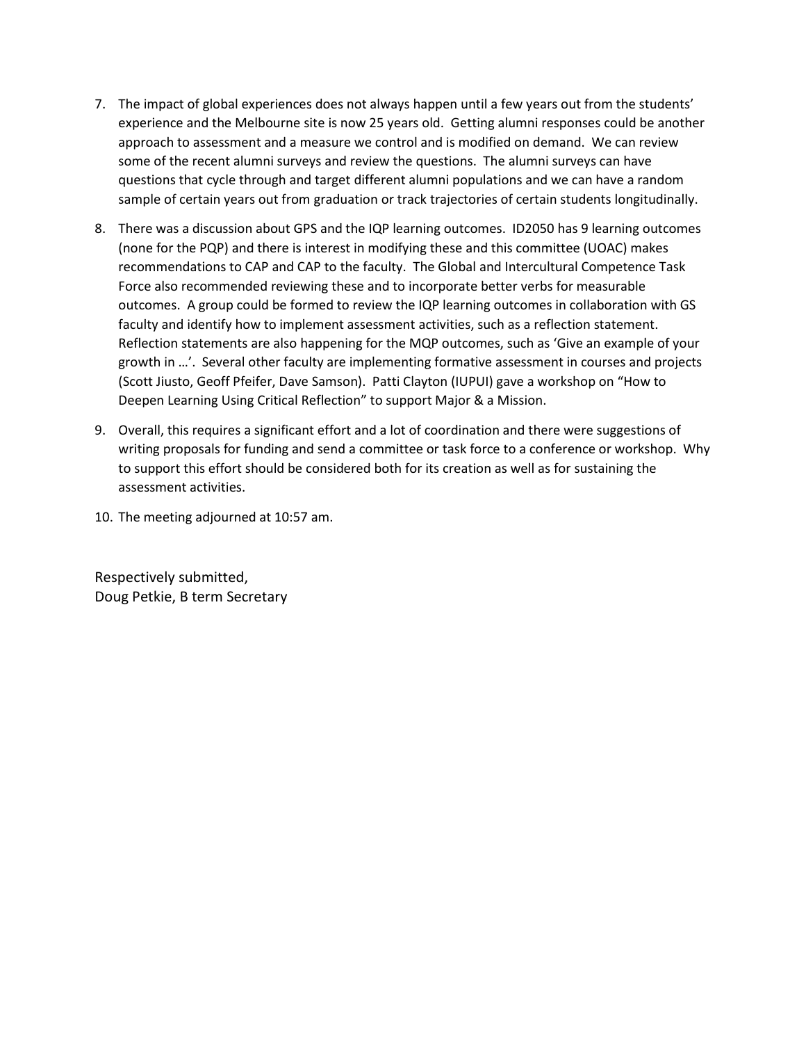7. The impact of global experiences does not always happen until a few years out from the students' experience and the Melbourne site is now 25 years old. Getting alumni responses could be another approach to assessment and a measure we control and is modified on demand. We can review some of the recent alumni surveys and review the questions. The alumni surveys can have questions that cycle through and target different alumni populations and we can have a random sample of certain years out from graduation or track trajectories of certain students longitudinally.

8. There was a discussion about GPS and the IQP learning outcomes. ID2050 has 9 learning outcomes (none for the PQP) and there is interest in modifying these and this committee (UOAC) makes recommendations to CAP and CAP to the faculty. The Global and Intercultural Competence Task Force also recommended reviewing these and to incorporate better verbs for measurable outcomes. A group could be formed to review the IQP learning outcomes in collaboration with GS faculty and identify how to implement assessment activities, such as a reflection statement. Reflection statements are also happening for the MQP outcomes, such as 'Give an example of your growth in …'. Several other faculty are implementing formative assessment in courses and projects (Scott Jiusto, Geoff Pfeifer, Dave Samson). Patti Clayton (IUPUI) gave a workshop on "How to Deepen Learning Using Critical Reflection" to support Major & a Mission.

9. Overall, this requires a significant effort and a lot of coordination and there were suggestions of writing proposals for funding and send a committee or task force to a conference or workshop. Why to support this effort should be considered both for its creation as well as for sustaining the assessment activities.

10. The meeting adjourned at 10:57 am.

Respectively submitted,
Doug Petkie, B term Secretary